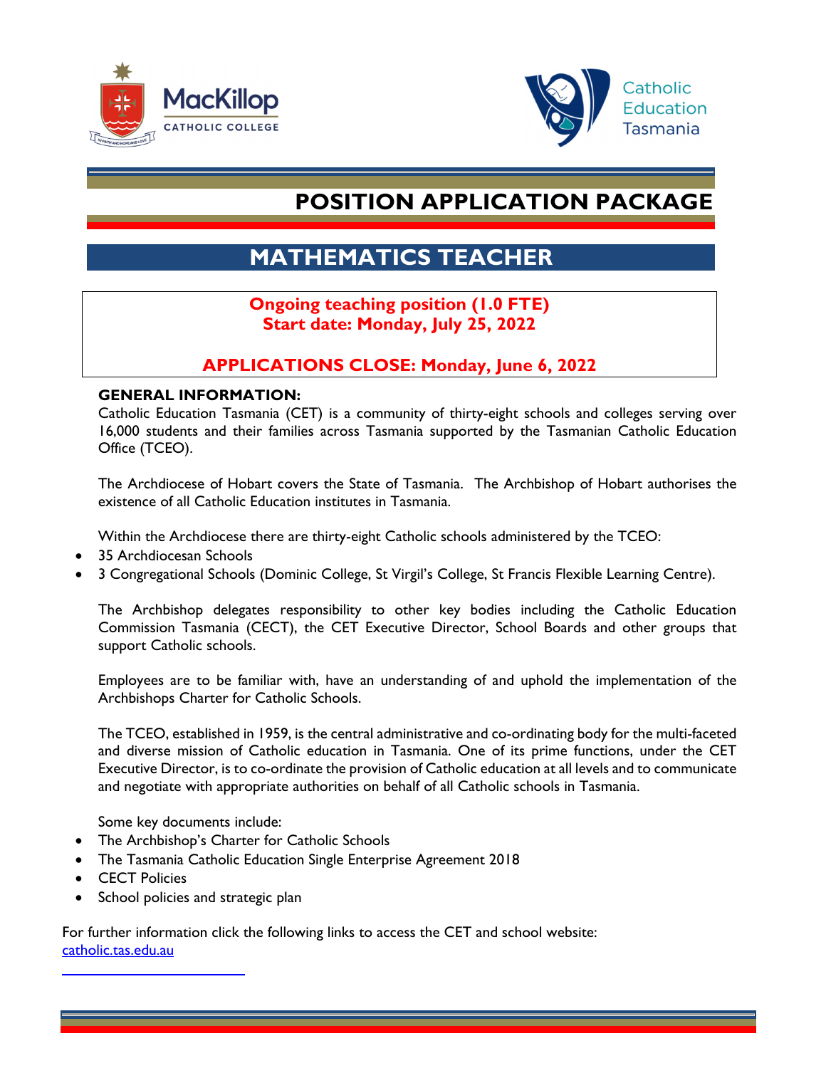# POSITION APPLICATION PACKAGE

## MATHEMATICS TEACHER

**Ongoing teaching position (1.0 FTE)**
**Start date: Monday, July 25, 2022**

**APPLICATIONS CLOSE: Monday, June 6, 2022**

**GENERAL INFORMATION:**

Catholic Education Tasmania (CET) is a community of thirty-eight schools and colleges serving over 16,000 students and their families across Tasmania supported by the Tasmanian Catholic Education Office (TCEO).

The Archdiocese of Hobart covers the State of Tasmania. The Archbishop of Hobart authorises the existence of all Catholic Education institutes in Tasmania.

Within the Archdiocese there are thirty-eight Catholic schools administered by the TCEO:

- 35 Archdiocesan Schools
- 3 Congregational Schools (Dominic College, St Virgil's College, St Francis Flexible Learning Centre).

The Archbishop delegates responsibility to other key bodies including the Catholic Education Commission Tasmania (CECT), the CET Executive Director, School Boards and other groups that support Catholic schools.

Employees are to be familiar with, have an understanding of and uphold the implementation of the Archbishops Charter for Catholic Schools.

The TCEO, established in 1959, is the central administrative and co-ordinating body for the multi-faceted and diverse mission of Catholic education in Tasmania. One of its prime functions, under the CET Executive Director, is to co-ordinate the provision of Catholic education at all levels and to communicate and negotiate with appropriate authorities on behalf of all Catholic schools in Tasmania.

Some key documents include:

- The Archbishop's Charter for Catholic Schools
- The Tasmania Catholic Education Single Enterprise Agreement 2018
- CECT Policies
- School policies and strategic plan

For further information click the following links to access the CET and school website:
catholic.tas.edu.au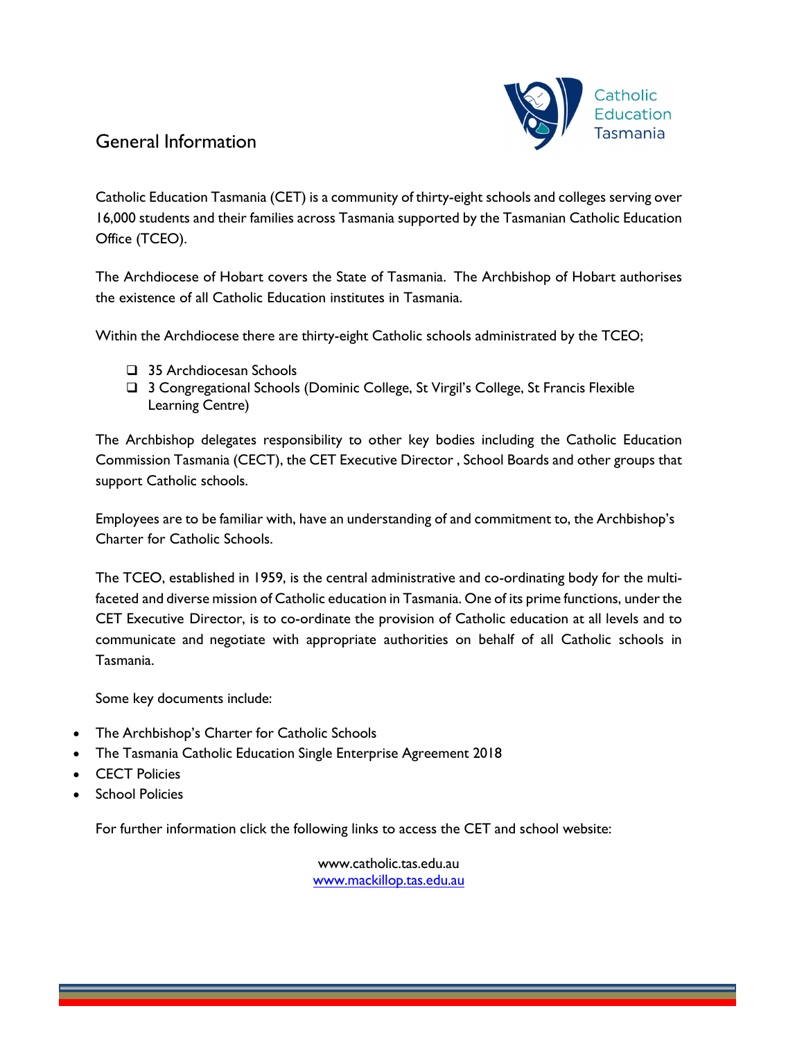## General Information

Catholic Education Tasmania (CET) is a community of thirty-eight schools and colleges serving over 16,000 students and their families across Tasmania supported by the Tasmanian Catholic Education Office (TCEO).

The Archdiocese of Hobart covers the State of Tasmania. The Archbishop of Hobart authorises the existence of all Catholic Education institutes in Tasmania.

Within the Archdiocese there are thirty-eight Catholic schools administrated by the TCEO;

- 35 Archdiocesan Schools
- 3 Congregational Schools (Dominic College, St Virgil's College, St Francis Flexible Learning Centre)

The Archbishop delegates responsibility to other key bodies including the Catholic Education Commission Tasmania (CECT), the CET Executive Director , School Boards and other groups that support Catholic schools.

Employees are to be familiar with, have an understanding of and commitment to, the Archbishop's Charter for Catholic Schools.

The TCEO, established in 1959, is the central administrative and co-ordinating body for the multi-faceted and diverse mission of Catholic education in Tasmania. One of its prime functions, under the CET Executive Director, is to co-ordinate the provision of Catholic education at all levels and to communicate and negotiate with appropriate authorities on behalf of all Catholic schools in Tasmania.

Some key documents include:

- The Archbishop's Charter for Catholic Schools
- The Tasmania Catholic Education Single Enterprise Agreement 2018
- CECT Policies
- School Policies

For further information click the following links to access the CET and school website:

www.catholic.tas.edu.au
www.mackillop.tas.edu.au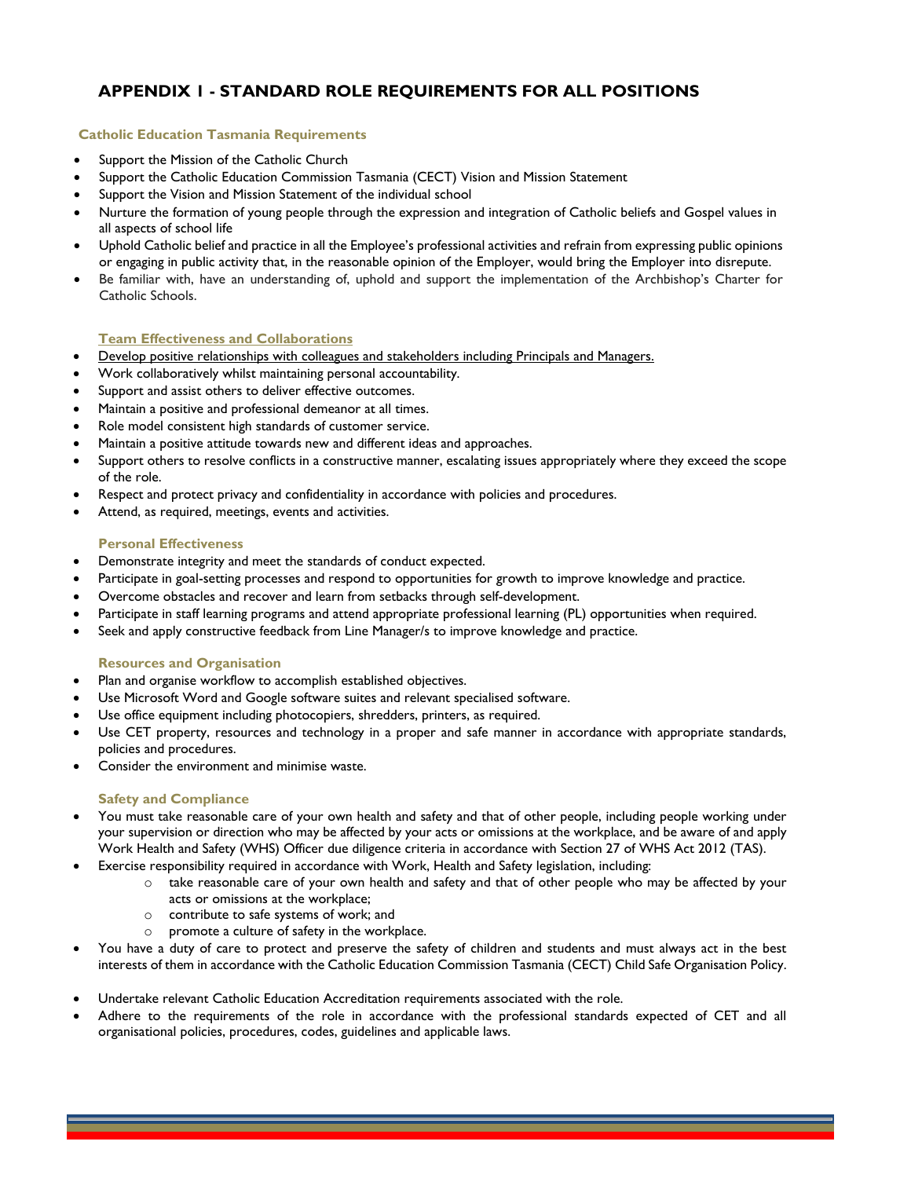# APPENDIX 1 - STANDARD ROLE REQUIREMENTS FOR ALL POSITIONS

### Catholic Education Tasmania Requirements

- Support the Mission of the Catholic Church
- Support the Catholic Education Commission Tasmania (CECT) Vision and Mission Statement
- Support the Vision and Mission Statement of the individual school
- Nurture the formation of young people through the expression and integration of Catholic beliefs and Gospel values in all aspects of school life
- Uphold Catholic belief and practice in all the Employee's professional activities and refrain from expressing public opinions or engaging in public activity that, in the reasonable opinion of the Employer, would bring the Employer into disrepute.
- Be familiar with, have an understanding of, uphold and support the implementation of the Archbishop's Charter for Catholic Schools.

### Team Effectiveness and Collaborations

- Develop positive relationships with colleagues and stakeholders including Principals and Managers.
- Work collaboratively whilst maintaining personal accountability.
- Support and assist others to deliver effective outcomes.
- Maintain a positive and professional demeanor at all times.
- Role model consistent high standards of customer service.
- Maintain a positive attitude towards new and different ideas and approaches.
- Support others to resolve conflicts in a constructive manner, escalating issues appropriately where they exceed the scope of the role.
- Respect and protect privacy and confidentiality in accordance with policies and procedures.
- Attend, as required, meetings, events and activities.

### Personal Effectiveness

- Demonstrate integrity and meet the standards of conduct expected.
- Participate in goal-setting processes and respond to opportunities for growth to improve knowledge and practice.
- Overcome obstacles and recover and learn from setbacks through self-development.
- Participate in staff learning programs and attend appropriate professional learning (PL) opportunities when required.
- Seek and apply constructive feedback from Line Manager/s to improve knowledge and practice.

### Resources and Organisation

- Plan and organise workflow to accomplish established objectives.
- Use Microsoft Word and Google software suites and relevant specialised software.
- Use office equipment including photocopiers, shredders, printers, as required.
- Use CET property, resources and technology in a proper and safe manner in accordance with appropriate standards, policies and procedures.
- Consider the environment and minimise waste.

### Safety and Compliance

- You must take reasonable care of your own health and safety and that of other people, including people working under your supervision or direction who may be affected by your acts or omissions at the workplace, and be aware of and apply Work Health and Safety (WHS) Officer due diligence criteria in accordance with Section 27 of WHS Act 2012 (TAS).
- Exercise responsibility required in accordance with Work, Health and Safety legislation, including:
  - take reasonable care of your own health and safety and that of other people who may be affected by your acts or omissions at the workplace;
  - contribute to safe systems of work; and
  - promote a culture of safety in the workplace.
- You have a duty of care to protect and preserve the safety of children and students and must always act in the best interests of them in accordance with the Catholic Education Commission Tasmania (CECT) Child Safe Organisation Policy.

- Undertake relevant Catholic Education Accreditation requirements associated with the role.
- Adhere to the requirements of the role in accordance with the professional standards expected of CET and all organisational policies, procedures, codes, guidelines and applicable laws.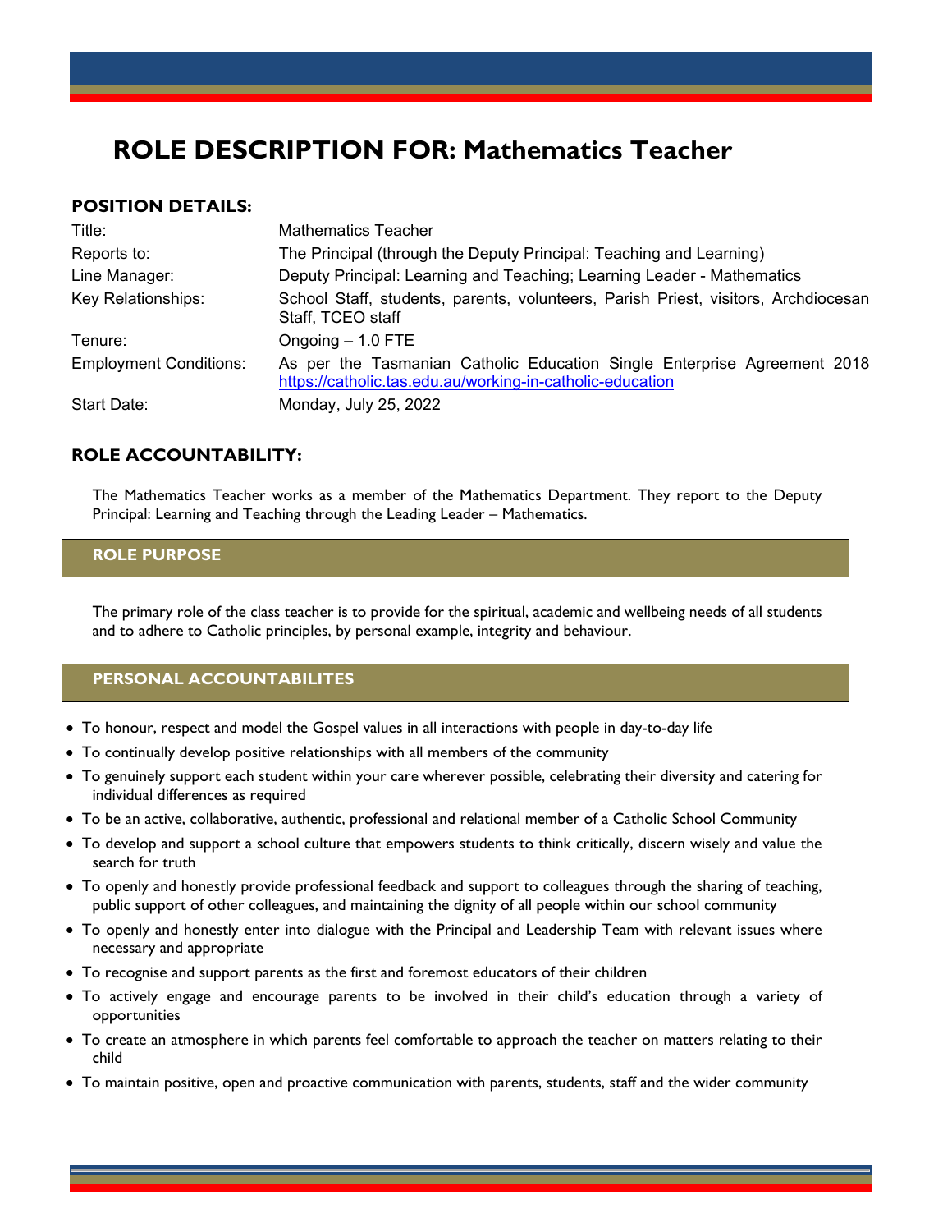# ROLE DESCRIPTION FOR: Mathematics Teacher

### POSITION DETAILS:

| | |
|---|---|
| Title: | Mathematics Teacher |
| Reports to: | The Principal (through the Deputy Principal: Teaching and Learning) |
| Line Manager: | Deputy Principal: Learning and Teaching; Learning Leader - Mathematics |
| Key Relationships: | School Staff, students, parents, volunteers, Parish Priest, visitors, Archdiocesan Staff, TCEO staff |
| Tenure: | Ongoing – 1.0 FTE |
| Employment Conditions: | As per the Tasmanian Catholic Education Single Enterprise Agreement 2018 https://catholic.tas.edu.au/working-in-catholic-education |
| Start Date: | Monday, July 25, 2022 |

### ROLE ACCOUNTABILITY:

The Mathematics Teacher works as a member of the Mathematics Department. They report to the Deputy Principal: Learning and Teaching through the Leading Leader – Mathematics.

### ROLE PURPOSE

The primary role of the class teacher is to provide for the spiritual, academic and wellbeing needs of all students and to adhere to Catholic principles, by personal example, integrity and behaviour.

### PERSONAL ACCOUNTABILITES

- To honour, respect and model the Gospel values in all interactions with people in day-to-day life
- To continually develop positive relationships with all members of the community
- To genuinely support each student within your care wherever possible, celebrating their diversity and catering for individual differences as required
- To be an active, collaborative, authentic, professional and relational member of a Catholic School Community
- To develop and support a school culture that empowers students to think critically, discern wisely and value the search for truth
- To openly and honestly provide professional feedback and support to colleagues through the sharing of teaching, public support of other colleagues, and maintaining the dignity of all people within our school community
- To openly and honestly enter into dialogue with the Principal and Leadership Team with relevant issues where necessary and appropriate
- To recognise and support parents as the first and foremost educators of their children
- To actively engage and encourage parents to be involved in their child's education through a variety of opportunities
- To create an atmosphere in which parents feel comfortable to approach the teacher on matters relating to their child
- To maintain positive, open and proactive communication with parents, students, staff and the wider community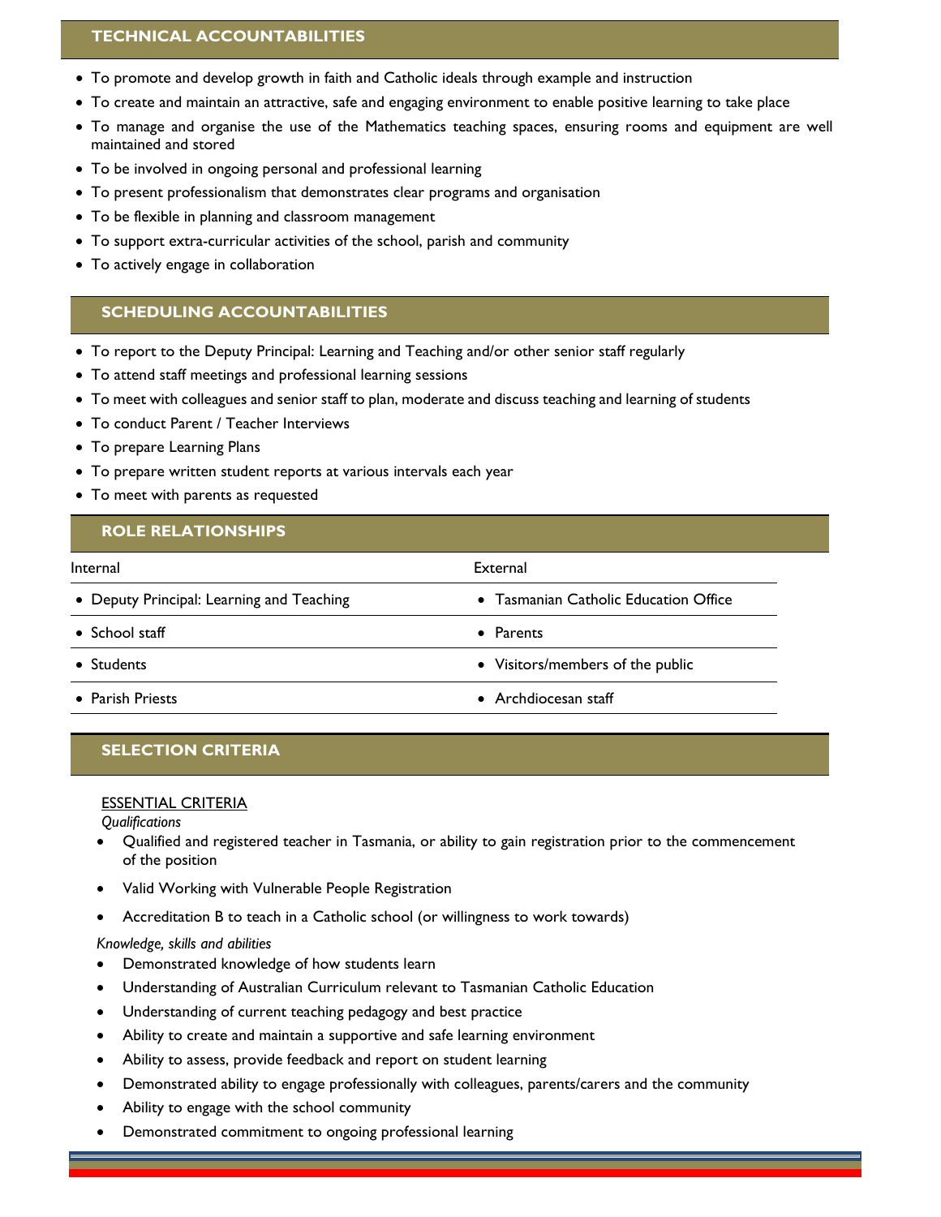## TECHNICAL ACCOUNTABILITIES

- To promote and develop growth in faith and Catholic ideals through example and instruction
- To create and maintain an attractive, safe and engaging environment to enable positive learning to take place
- To manage and organise the use of the Mathematics teaching spaces, ensuring rooms and equipment are well maintained and stored
- To be involved in ongoing personal and professional learning
- To present professionalism that demonstrates clear programs and organisation
- To be flexible in planning and classroom management
- To support extra-curricular activities of the school, parish and community
- To actively engage in collaboration

## SCHEDULING ACCOUNTABILITIES

- To report to the Deputy Principal: Learning and Teaching and/or other senior staff regularly
- To attend staff meetings and professional learning sessions
- To meet with colleagues and senior staff to plan, moderate and discuss teaching and learning of students
- To conduct Parent / Teacher Interviews
- To prepare Learning Plans
- To prepare written student reports at various intervals each year
- To meet with parents as requested

## ROLE RELATIONSHIPS

| Internal | External |
|---|---|
| • Deputy Principal: Learning and Teaching | • Tasmanian Catholic Education Office |
| • School staff | • Parents |
| • Students | • Visitors/members of the public |
| • Parish Priests | • Archdiocesan staff |

## SELECTION CRITERIA

ESSENTIAL CRITERIA

*Qualifications*

- Qualified and registered teacher in Tasmania, or ability to gain registration prior to the commencement of the position
- Valid Working with Vulnerable People Registration
- Accreditation B to teach in a Catholic school (or willingness to work towards)

*Knowledge, skills and abilities*

- Demonstrated knowledge of how students learn
- Understanding of Australian Curriculum relevant to Tasmanian Catholic Education
- Understanding of current teaching pedagogy and best practice
- Ability to create and maintain a supportive and safe learning environment
- Ability to assess, provide feedback and report on student learning
- Demonstrated ability to engage professionally with colleagues, parents/carers and the community
- Ability to engage with the school community
- Demonstrated commitment to ongoing professional learning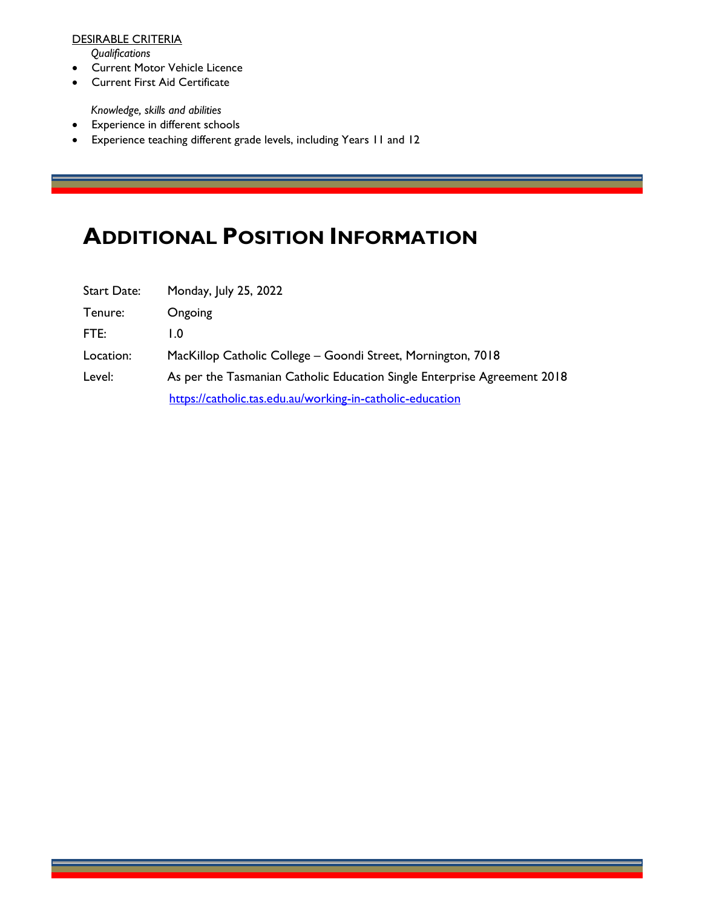DESIRABLE CRITERIA

*Qualifications*

- Current Motor Vehicle Licence
- Current First Aid Certificate

*Knowledge, skills and abilities*

- Experience in different schools
- Experience teaching different grade levels, including Years 11 and 12

# ADDITIONAL POSITION INFORMATION

| | |
|---|---|
| Start Date: | Monday, July 25, 2022 |
| Tenure: | Ongoing |
| FTE: | 1.0 |
| Location: | MacKillop Catholic College – Goondi Street, Mornington, 7018 |
| Level: | As per the Tasmanian Catholic Education Single Enterprise Agreement 2018<br>https://catholic.tas.edu.au/working-in-catholic-education |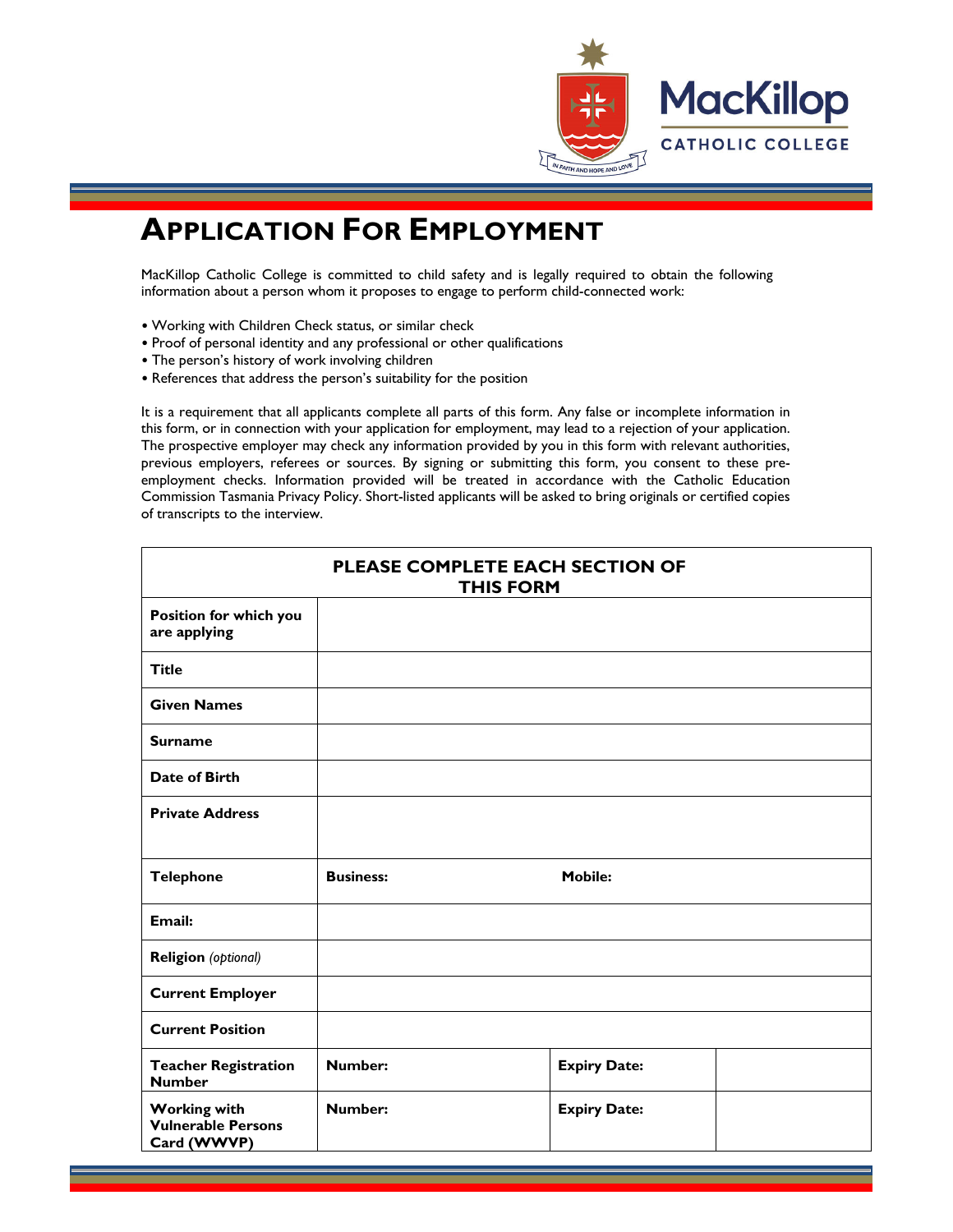# APPLICATION FOR EMPLOYMENT

MacKillop Catholic College is committed to child safety and is legally required to obtain the following information about a person whom it proposes to engage to perform child-connected work:

- Working with Children Check status, or similar check
- Proof of personal identity and any professional or other qualifications
- The person's history of work involving children
- References that address the person's suitability for the position

It is a requirement that all applicants complete all parts of this form. Any false or incomplete information in this form, or in connection with your application for employment, may lead to a rejection of your application. The prospective employer may check any information provided by you in this form with relevant authorities, previous employers, referees or sources. By signing or submitting this form, you consent to these pre-employment checks. Information provided will be treated in accordance with the Catholic Education Commission Tasmania Privacy Policy. Short-listed applicants will be asked to bring originals or certified copies of transcripts to the interview.

| **PLEASE COMPLETE EACH SECTION OF THIS FORM** | | | |
|---|---|---|---|
| **Position for which you are applying** | | | |
| **Title** | | | |
| **Given Names** | | | |
| **Surname** | | | |
| **Date of Birth** | | | |
| **Private Address** | | | |
| **Telephone** | **Business:** | **Mobile:** | |
| **Email:** | | | |
| **Religion** *(optional)* | | | |
| **Current Employer** | | | |
| **Current Position** | | | |
| **Teacher Registration Number** | **Number:** | **Expiry Date:** | |
| **Working with Vulnerable Persons Card (WWVP)** | **Number:** | **Expiry Date:** | |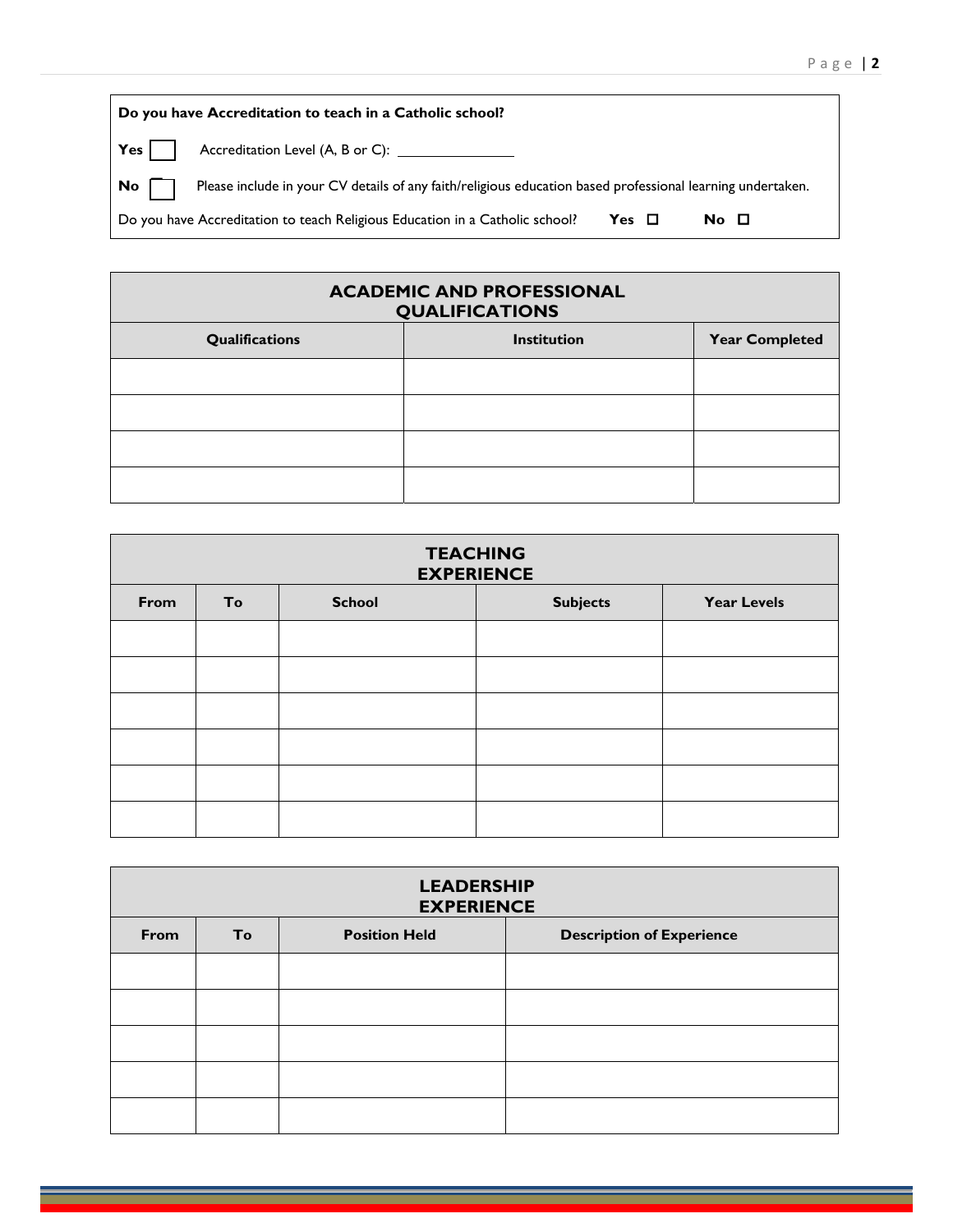**Do you have Accreditation to teach in a Catholic school?**

**Yes** ☐ Accreditation Level (A, B or C): ______________

**No** ☐ Please include in your CV details of any faith/religious education based professional learning undertaken.

Do you have Accreditation to teach Religious Education in a Catholic school? **Yes** ☐ **No** ☐

## ACADEMIC AND PROFESSIONAL QUALIFICATIONS

| Qualifications | Institution | Year Completed |
| --- | --- | --- |
| | | |
| | | |
| | | |
| | | |

## TEACHING EXPERIENCE

| From | To | School | Subjects | Year Levels |
| --- | --- | --- | --- | --- |
| | | | | |
| | | | | |
| | | | | |
| | | | | |
| | | | | |
| | | | | |

## LEADERSHIP EXPERIENCE

| From | To | Position Held | Description of Experience |
| --- | --- | --- | --- |
| | | | |
| | | | |
| | | | |
| | | | |
| | | | |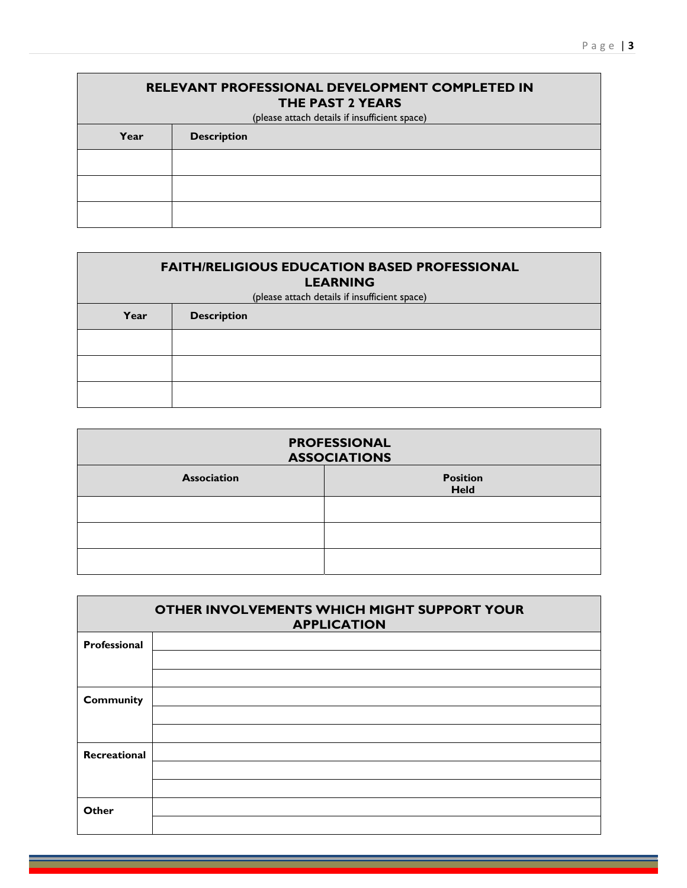| RELEVANT PROFESSIONAL DEVELOPMENT COMPLETED IN THE PAST 2 YEARS (please attach details if insufficient space) | |
|---|---|
| **Year** | **Description** |
| | |
| | |
| | |

| FAITH/RELIGIOUS EDUCATION BASED PROFESSIONAL LEARNING (please attach details if insufficient space) | |
|---|---|
| **Year** | **Description** |
| | |
| | |
| | |

| PROFESSIONAL ASSOCIATIONS | |
|---|---|
| **Association** | **Position Held** |
| | |
| | |
| | |

| OTHER INVOLVEMENTS WHICH MIGHT SUPPORT YOUR APPLICATION | |
|---|---|
| **Professional** | |
| | |
| | |
| **Community** | |
| | |
| | |
| **Recreational** | |
| | |
| | |
| **Other** | |
| | |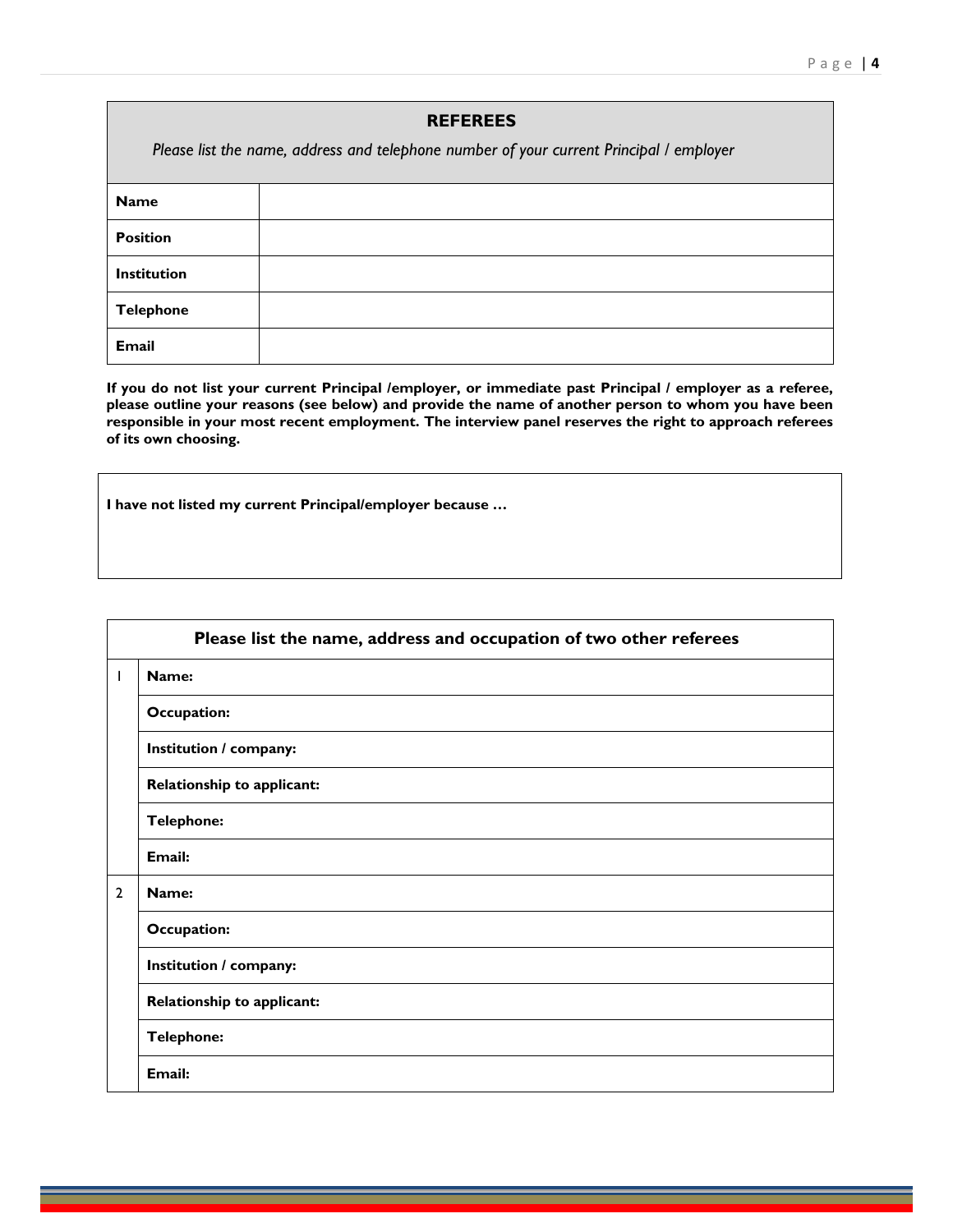## REFEREES

*Please list the name, address and telephone number of your current Principal / employer*

| | |
|---|---|
| **Name** | |
| **Position** | |
| **Institution** | |
| **Telephone** | |
| **Email** | |

**If you do not list your current Principal /employer, or immediate past Principal / employer as a referee, please outline your reasons (see below) and provide the name of another person to whom you have been responsible in your most recent employment. The interview panel reserves the right to approach referees of its own choosing.**

| |
|---|
| **I have not listed my current Principal/employer because …** |

| Please list the name, address and occupation of two other referees | |
|---|---|
| 1 | **Name:** |
| | **Occupation:** |
| | **Institution / company:** |
| | **Relationship to applicant:** |
| | **Telephone:** |
| | **Email:** |
| 2 | **Name:** |
| | **Occupation:** |
| | **Institution / company:** |
| | **Relationship to applicant:** |
| | **Telephone:** |
| | **Email:** |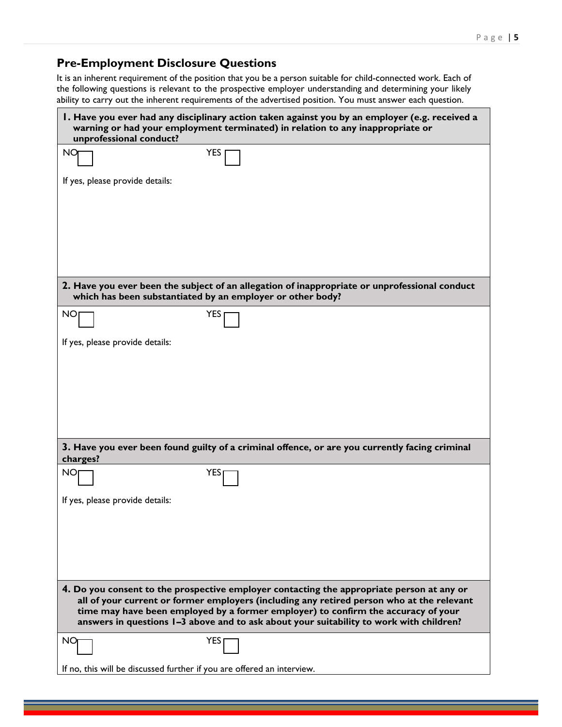## Pre-Employment Disclosure Questions

It is an inherent requirement of the position that you be a person suitable for child-connected work. Each of the following questions is relevant to the prospective employer understanding and determining your likely ability to carry out the inherent requirements of the advertised position. You must answer each question.

**1. Have you ever had any disciplinary action taken against you by an employer (e.g. received a warning or had your employment terminated) in relation to any inappropriate or unprofessional conduct?**

NO ☐ YES ☐

If yes, please provide details:

**2. Have you ever been the subject of an allegation of inappropriate or unprofessional conduct which has been substantiated by an employer or other body?**

NO ☐ YES ☐

If yes, please provide details:

**3. Have you ever been found guilty of a criminal offence, or are you currently facing criminal charges?**

NO ☐ YES ☐

If yes, please provide details:

**4. Do you consent to the prospective employer contacting the appropriate person at any or all of your current or former employers (including any retired person who at the relevant time may have been employed by a former employer) to confirm the accuracy of your answers in questions 1–3 above and to ask about your suitability to work with children?**

NO ☐ YES ☐

If no, this will be discussed further if you are offered an interview.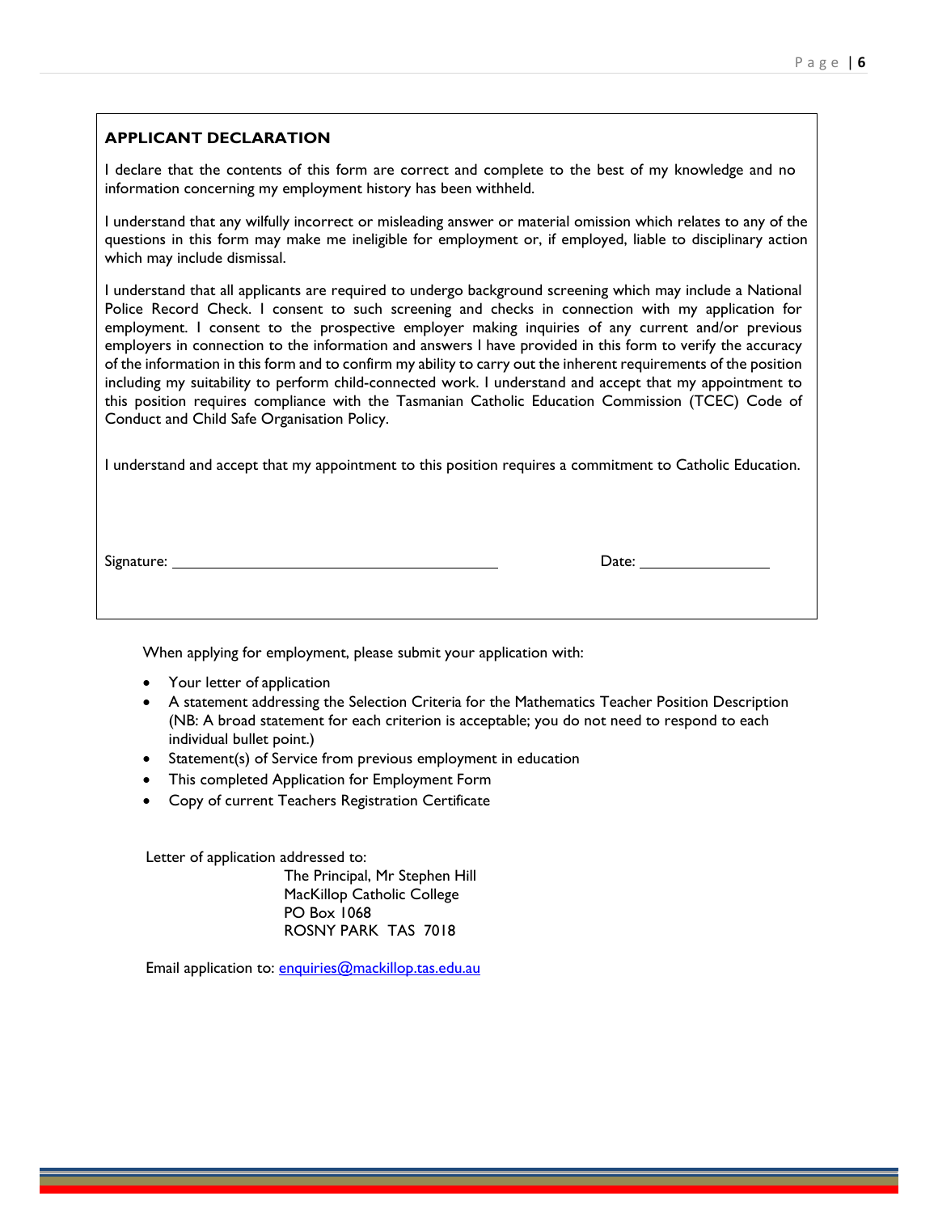## APPLICANT DECLARATION

I declare that the contents of this form are correct and complete to the best of my knowledge and no information concerning my employment history has been withheld.

I understand that any wilfully incorrect or misleading answer or material omission which relates to any of the questions in this form may make me ineligible for employment or, if employed, liable to disciplinary action which may include dismissal.

I understand that all applicants are required to undergo background screening which may include a National Police Record Check. I consent to such screening and checks in connection with my application for employment. I consent to the prospective employer making inquiries of any current and/or previous employers in connection to the information and answers I have provided in this form to verify the accuracy of the information in this form and to confirm my ability to carry out the inherent requirements of the position including my suitability to perform child-connected work. I understand and accept that my appointment to this position requires compliance with the Tasmanian Catholic Education Commission (TCEC) Code of Conduct and Child Safe Organisation Policy.

I understand and accept that my appointment to this position requires a commitment to Catholic Education.

Signature: ______________________________ Date: ______________

When applying for employment, please submit your application with:

- Your letter of application
- A statement addressing the Selection Criteria for the Mathematics Teacher Position Description (NB: A broad statement for each criterion is acceptable; you do not need to respond to each individual bullet point.)
- Statement(s) of Service from previous employment in education
- This completed Application for Employment Form
- Copy of current Teachers Registration Certificate

Letter of application addressed to:

The Principal, Mr Stephen Hill
MacKillop Catholic College
PO Box 1068
ROSNY PARK TAS 7018

Email application to: enquiries@mackillop.tas.edu.au